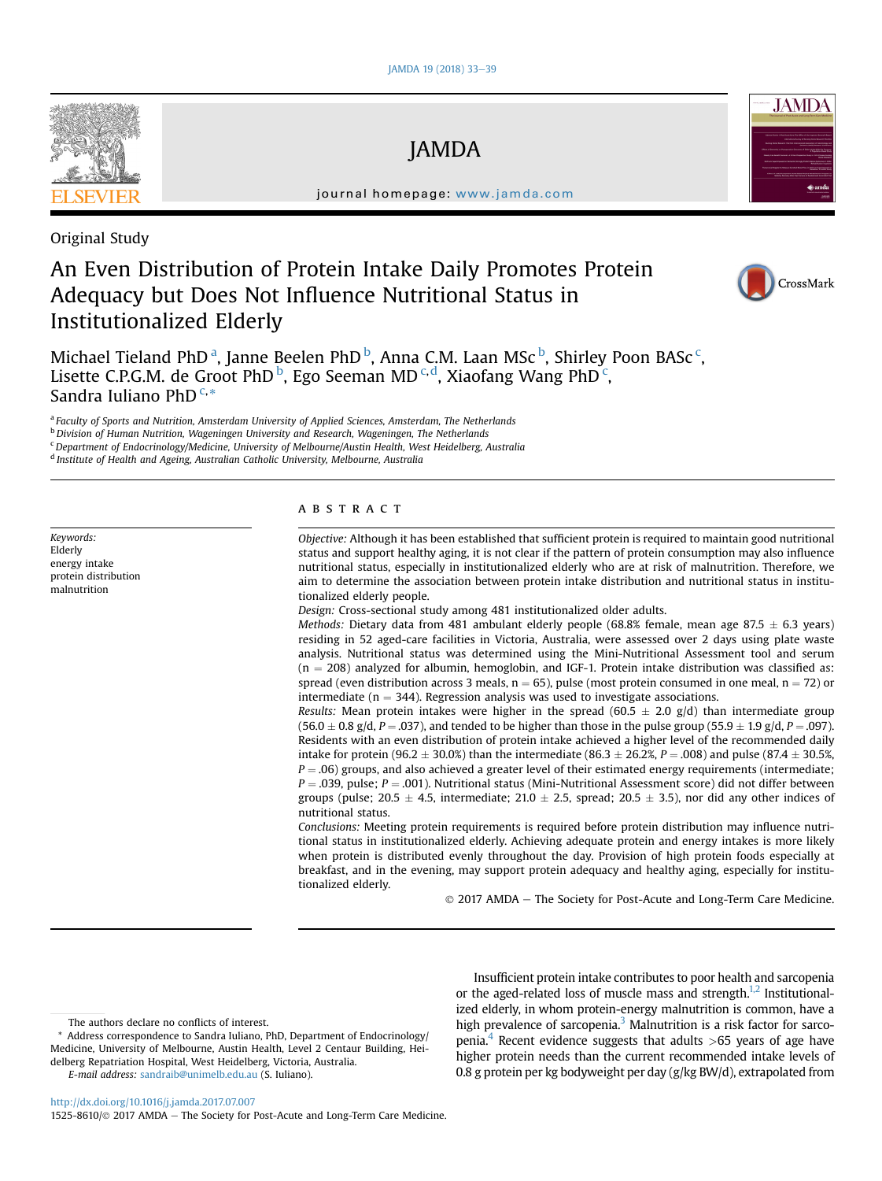Original Study

# An Even Distribution of Protein Intake Daily Promotes Protein Adequacy but Does Not Influence Nutritional Status in Institutionalized Elderly

Michael Tieland PhD[a], Janne Beelen PhD[b], Anna C.M. Laan MSc[b], Shirley Poon BASc[c], Lisette C.P.G.M. de Groot PhD[b], Ego Seeman MD[c,d], Xiaofang Wang PhD[c], Sandra Iuliano PhD[c,*]

[a] Faculty of Sports and Nutrition, Amsterdam University of Applied Sciences, Amsterdam, The Netherlands
[b] Division of Human Nutrition, Wageningen University and Research, Wageningen, The Netherlands
[c] Department of Endocrinology/Medicine, University of Melbourne/Austin Health, West Heidelberg, Australia
[d] Institute of Health and Ageing, Australian Catholic University, Melbourne, Australia

*Keywords:*
Elderly
energy intake
protein distribution
malnutrition

## ABSTRACT

*Objective:* Although it has been established that sufficient protein is required to maintain good nutritional status and support healthy aging, it is not clear if the pattern of protein consumption may also influence nutritional status, especially in institutionalized elderly who are at risk of malnutrition. Therefore, we aim to determine the association between protein intake distribution and nutritional status in institutionalized elderly people.

*Design:* Cross-sectional study among 481 institutionalized older adults.

*Methods:* Dietary data from 481 ambulant elderly people (68.8% female, mean age 87.5 ± 6.3 years) residing in 52 aged-care facilities in Victoria, Australia, were assessed over 2 days using plate waste analysis. Nutritional status was determined using the Mini-Nutritional Assessment tool and serum (n = 208) analyzed for albumin, hemoglobin, and IGF-1. Protein intake distribution was classified as: spread (even distribution across 3 meals, n = 65), pulse (most protein consumed in one meal, n = 72) or intermediate (n = 344). Regression analysis was used to investigate associations.

*Results:* Mean protein intakes were higher in the spread (60.5 ± 2.0 g/d) than intermediate group (56.0 ± 0.8 g/d, $P = .037$), and tended to be higher than those in the pulse group (55.9 ± 1.9 g/d, $P = .097$). Residents with an even distribution of protein intake achieved a higher level of the recommended daily intake for protein (96.2 ± 30.0%) than the intermediate (86.3 ± 26.2%, $P = .008$) and pulse (87.4 ± 30.5%, $P = .06$) groups, and also achieved a greater level of their estimated energy requirements (intermediate; $P = .039$, pulse; $P = .001$). Nutritional status (Mini-Nutritional Assessment score) did not differ between groups (pulse; 20.5 ± 4.5, intermediate; 21.0 ± 2.5, spread; 20.5 ± 3.5), nor did any other indices of nutritional status.

*Conclusions:* Meeting protein requirements is required before protein distribution may influence nutritional status in institutionalized elderly. Achieving adequate protein and energy intakes is more likely when protein is distributed evenly throughout the day. Provision of high protein foods especially at breakfast, and in the evening, may support protein adequacy and healthy aging, especially for institutionalized elderly.

© 2017 AMDA – The Society for Post-Acute and Long-Term Care Medicine.

Insufficient protein intake contributes to poor health and sarcopenia or the aged-related loss of muscle mass and strength.[1,2] Institutionalized elderly, in whom protein-energy malnutrition is common, have a high prevalence of sarcopenia.[3] Malnutrition is a risk factor for sarcopenia.[4] Recent evidence suggests that adults >65 years of age have higher protein needs than the current recommended intake levels of 0.8 g protein per kg bodyweight per day (g/kg BW/d), extrapolated from

The authors declare no conflicts of interest.

\* Address correspondence to Sandra Iuliano, PhD, Department of Endocrinology/Medicine, University of Melbourne, Austin Health, Level 2 Centaur Building, Heidelberg Repatriation Hospital, West Heidelberg, Victoria, Australia.
*E-mail address:* sandraib@unimelb.edu.au (S. Iuliano).

http://dx.doi.org/10.1016/j.jamda.2017.07.007
1525-8610/© 2017 AMDA – The Society for Post-Acute and Long-Term Care Medicine.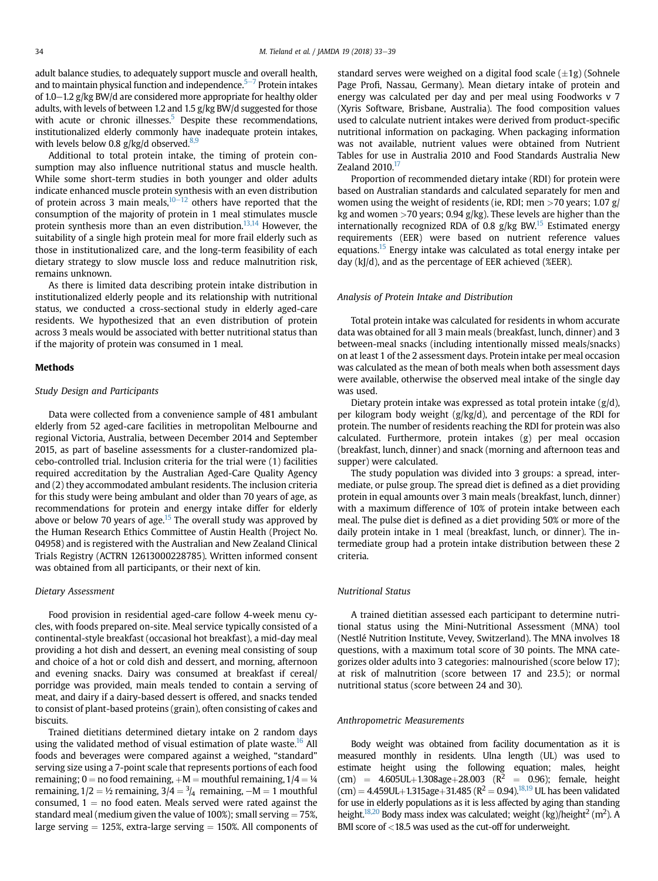adult balance studies, to adequately support muscle and overall health, and to maintain physical function and independence.[5–7] Protein intakes of 1.0–1.2 g/kg BW/d are considered more appropriate for healthy older adults, with levels of between 1.2 and 1.5 g/kg BW/d suggested for those with acute or chronic illnesses.[5] Despite these recommendations, institutionalized elderly commonly have inadequate protein intakes, with levels below 0.8 g/kg/d observed.[8,9]

Additional to total protein intake, the timing of protein consumption may also influence nutritional status and muscle health. While some short-term studies in both younger and older adults indicate enhanced muscle protein synthesis with an even distribution of protein across 3 main meals,[10–12] others have reported that the consumption of the majority of protein in 1 meal stimulates muscle protein synthesis more than an even distribution.[13,14] However, the suitability of a single high protein meal for more frail elderly such as those in institutionalized care, and the long-term feasibility of each dietary strategy to slow muscle loss and reduce malnutrition risk, remains unknown.

As there is limited data describing protein intake distribution in institutionalized elderly people and its relationship with nutritional status, we conducted a cross-sectional study in elderly aged-care residents. We hypothesized that an even distribution of protein across 3 meals would be associated with better nutritional status than if the majority of protein was consumed in 1 meal.

## Methods

### Study Design and Participants

Data were collected from a convenience sample of 481 ambulant elderly from 52 aged-care facilities in metropolitan Melbourne and regional Victoria, Australia, between December 2014 and September 2015, as part of baseline assessments for a cluster-randomized placebo-controlled trial. Inclusion criteria for the trial were (1) facilities required accreditation by the Australian Aged-Care Quality Agency and (2) they accommodated ambulant residents. The inclusion criteria for this study were being ambulant and older than 70 years of age, as recommendations for protein and energy intake differ for elderly above or below 70 years of age.[15] The overall study was approved by the Human Research Ethics Committee of Austin Health (Project No. 04958) and is registered with the Australian and New Zealand Clinical Trials Registry (ACTRN 12613000228785). Written informed consent was obtained from all participants, or their next of kin.

### Dietary Assessment

Food provision in residential aged-care follow 4-week menu cycles, with foods prepared on-site. Meal service typically consisted of a continental-style breakfast (occasional hot breakfast), a mid-day meal providing a hot dish and dessert, an evening meal consisting of soup and choice of a hot or cold dish and dessert, and morning, afternoon and evening snacks. Dairy was consumed at breakfast if cereal/porridge was provided, main meals tended to contain a serving of meat, and dairy if a dairy-based dessert is offered, and snacks tended to consist of plant-based proteins (grain), often consisting of cakes and biscuits.

Trained dietitians determined dietary intake on 2 random days using the validated method of visual estimation of plate waste.[16] All foods and beverages were compared against a weighed, "standard" serving size using a 7-point scale that represents portions of each food remaining; 0 = no food remaining, +M = mouthful remaining, 1/4 = ¼ remaining, 1/2 = ½ remaining, 3/4 = $^3/_4$ remaining, −M = 1 mouthful consumed, 1 = no food eaten. Meals served were rated against the standard meal (medium given the value of 100%); small serving = 75%, large serving = 125%, extra-large serving = 150%. All components of standard serves were weighed on a digital food scale (±1g) (Sohnele Page Profi, Nassau, Germany). Mean dietary intake of protein and energy was calculated per day and per meal using Foodworks v 7 (Xyris Software, Brisbane, Australia). The food composition values used to calculate nutrient intakes were derived from product-specific nutritional information on packaging. When packaging information was not available, nutrient values were obtained from Nutrient Tables for use in Australia 2010 and Food Standards Australia New Zealand 2010.[17]

Proportion of recommended dietary intake (RDI) for protein were based on Australian standards and calculated separately for men and women using the weight of residents (ie, RDI; men >70 years; 1.07 g/kg and women >70 years; 0.94 g/kg). These levels are higher than the internationally recognized RDA of 0.8 g/kg BW.[15] Estimated energy requirements (EER) were based on nutrient reference values equations.[15] Energy intake was calculated as total energy intake per day (kJ/d), and as the percentage of EER achieved (%EER).

### Analysis of Protein Intake and Distribution

Total protein intake was calculated for residents in whom accurate data was obtained for all 3 main meals (breakfast, lunch, dinner) and 3 between-meal snacks (including intentionally missed meals/snacks) on at least 1 of the 2 assessment days. Protein intake per meal occasion was calculated as the mean of both meals when both assessment days were available, otherwise the observed meal intake of the single day was used.

Dietary protein intake was expressed as total protein intake (g/d), per kilogram body weight (g/kg/d), and percentage of the RDI for protein. The number of residents reaching the RDI for protein was also calculated. Furthermore, protein intakes (g) per meal occasion (breakfast, lunch, dinner) and snack (morning and afternoon teas and supper) were calculated.

The study population was divided into 3 groups: a spread, intermediate, or pulse group. The spread diet is defined as a diet providing protein in equal amounts over 3 main meals (breakfast, lunch, dinner) with a maximum difference of 10% of protein intake between each meal. The pulse diet is defined as a diet providing 50% or more of the daily protein intake in 1 meal (breakfast, lunch, or dinner). The intermediate group had a protein intake distribution between these 2 criteria.

### Nutritional Status

A trained dietitian assessed each participant to determine nutritional status using the Mini-Nutritional Assessment (MNA) tool (Nestlé Nutrition Institute, Vevey, Switzerland). The MNA involves 18 questions, with a maximum total score of 30 points. The MNA categorizes older adults into 3 categories: malnourished (score below 17); at risk of malnutrition (score between 17 and 23.5); or normal nutritional status (score between 24 and 30).

### Anthropometric Measurements

Body weight was obtained from facility documentation as it is measured monthly in residents. Ulna length (UL) was used to estimate height using the following equation; males, height (cm) = 4.605UL+1.308age+28.003 ($R^2$ = 0.96); female, height (cm) = 4.459UL+1.315age+31.485 ($R^2$ = 0.94).[18,19] UL has been validated for use in elderly populations as it is less affected by aging than standing height.[18,20] Body mass index was calculated; weight (kg)/height$^2$ ($m^2$). A BMI score of <18.5 was used as the cut-off for underweight.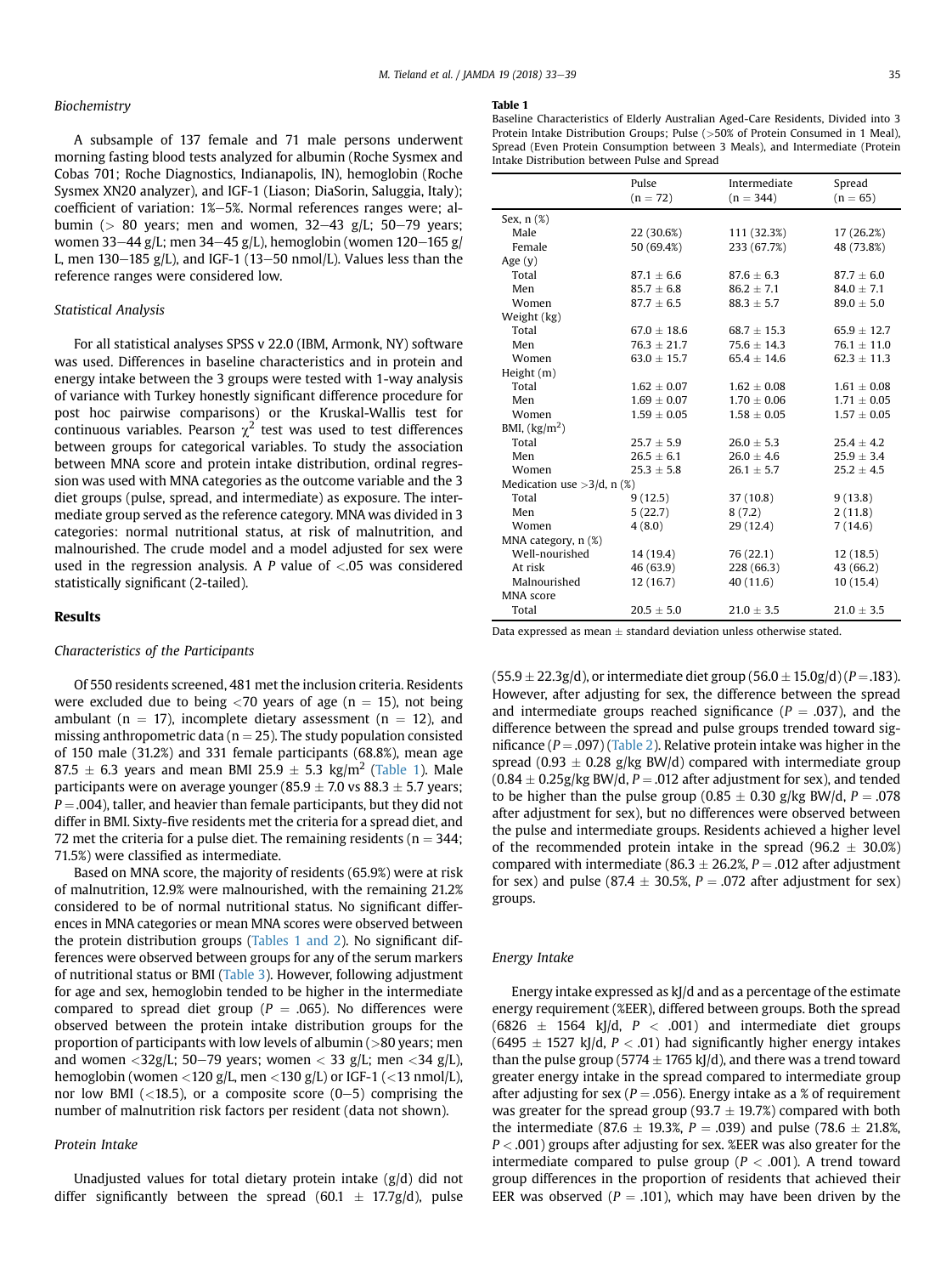### Biochemistry

A subsample of 137 female and 71 male persons underwent morning fasting blood tests analyzed for albumin (Roche Sysmex and Cobas 701; Roche Diagnostics, Indianapolis, IN), hemoglobin (Roche Sysmex XN20 analyzer), and IGF-1 (Liason; DiaSorin, Saluggia, Italy); coefficient of variation: 1%–5%. Normal references ranges were; albumin (> 80 years; men and women, 32–43 g/L; 50–79 years; women 33–44 g/L; men 34–45 g/L), hemoglobin (women 120–165 g/L, men 130–185 g/L), and IGF-1 (13–50 nmol/L). Values less than the reference ranges were considered low.

### Statistical Analysis

For all statistical analyses SPSS v 22.0 (IBM, Armonk, NY) software was used. Differences in baseline characteristics and in protein and energy intake between the 3 groups were tested with 1-way analysis of variance with Turkey honestly significant difference procedure for post hoc pairwise comparisons) or the Kruskal-Wallis test for continuous variables. Pearson $\chi^2$ test was used to test differences between groups for categorical variables. To study the association between MNA score and protein intake distribution, ordinal regression was used with MNA categories as the outcome variable and the 3 diet groups (pulse, spread, and intermediate) as exposure. The intermediate group served as the reference category. MNA was divided in 3 categories: normal nutritional status, at risk of malnutrition, and malnourished. The crude model and a model adjusted for sex were used in the regression analysis. A $P$ value of <.05 was considered statistically significant (2-tailed).

## Results

### Characteristics of the Participants

Of 550 residents screened, 481 met the inclusion criteria. Residents were excluded due to being <70 years of age (n = 15), not being ambulant (n = 17), incomplete dietary assessment (n = 12), and missing anthropometric data (n = 25). The study population consisted of 150 male (31.2%) and 331 female participants (68.8%), mean age 87.5 ± 6.3 years and mean BMI 25.9 ± 5.3 kg/m$^2$ (Table 1). Male participants were on average younger (85.9 ± 7.0 vs 88.3 ± 5.7 years; $P$ = .004), taller, and heavier than female participants, but they did not differ in BMI. Sixty-five residents met the criteria for a spread diet, and 72 met the criteria for a pulse diet. The remaining residents (n = 344; 71.5%) were classified as intermediate.

Based on MNA score, the majority of residents (65.9%) were at risk of malnutrition, 12.9% were malnourished, with the remaining 21.2% considered to be of normal nutritional status. No significant differences in MNA categories or mean MNA scores were observed between the protein distribution groups (Tables 1 and 2). No significant differences were observed between groups for any of the serum markers of nutritional status or BMI (Table 3). However, following adjustment for age and sex, hemoglobin tended to be higher in the intermediate compared to spread diet group ($P$ = .065). No differences were observed between the protein intake distribution groups for the proportion of participants with low levels of albumin (>80 years; men and women <32g/L; 50–79 years; women < 33 g/L; men <34 g/L), hemoglobin (women <120 g/L, men <130 g/L) or IGF-1 (<13 nmol/L), nor low BMI (<18.5), or a composite score (0–5) comprising the number of malnutrition risk factors per resident (data not shown).

### Protein Intake

Unadjusted values for total dietary protein intake (g/d) did not differ significantly between the spread (60.1 ± 17.7g/d), pulse

**Table 1**
Baseline Characteristics of Elderly Australian Aged-Care Residents, Divided into 3 Protein Intake Distribution Groups; Pulse (>50% of Protein Consumed in 1 Meal), Spread (Even Protein Consumption between 3 Meals), and Intermediate (Protein Intake Distribution between Pulse and Spread

| | Pulse (n = 72) | Intermediate (n = 344) | Spread (n = 65) |
|---|---|---|---|
| Sex, n (%) | | | |
| Male | 22 (30.6%) | 111 (32.3%) | 17 (26.2%) |
| Female | 50 (69.4%) | 233 (67.7%) | 48 (73.8%) |
| Age (y) | | | |
| Total | 87.1 ± 6.6 | 87.6 ± 6.3 | 87.7 ± 6.0 |
| Men | 85.7 ± 6.8 | 86.2 ± 7.1 | 84.0 ± 7.1 |
| Women | 87.7 ± 6.5 | 88.3 ± 5.7 | 89.0 ± 5.0 |
| Weight (kg) | | | |
| Total | 67.0 ± 18.6 | 68.7 ± 15.3 | 65.9 ± 12.7 |
| Men | 76.3 ± 21.7 | 75.6 ± 14.3 | 76.1 ± 11.0 |
| Women | 63.0 ± 15.7 | 65.4 ± 14.6 | 62.3 ± 11.3 |
| Height (m) | | | |
| Total | 1.62 ± 0.07 | 1.62 ± 0.08 | 1.61 ± 0.08 |
| Men | 1.69 ± 0.07 | 1.70 ± 0.06 | 1.71 ± 0.05 |
| Women | 1.59 ± 0.05 | 1.58 ± 0.05 | 1.57 ± 0.05 |
| BMI, (kg/m$^2$) | | | |
| Total | 25.7 ± 5.9 | 26.0 ± 5.3 | 25.4 ± 4.2 |
| Men | 26.5 ± 6.1 | 26.0 ± 4.6 | 25.9 ± 3.4 |
| Women | 25.3 ± 5.8 | 26.1 ± 5.7 | 25.2 ± 4.5 |
| Medication use >3/d, n (%) | | | |
| Total | 9 (12.5) | 37 (10.8) | 9 (13.8) |
| Men | 5 (22.7) | 8 (7.2) | 2 (11.8) |
| Women | 4 (8.0) | 29 (12.4) | 7 (14.6) |
| MNA category, n (%) | | | |
| Well-nourished | 14 (19.4) | 76 (22.1) | 12 (18.5) |
| At risk | 46 (63.9) | 228 (66.3) | 43 (66.2) |
| Malnourished | 12 (16.7) | 40 (11.6) | 10 (15.4) |
| MNA score | | | |
| Total | 20.5 ± 5.0 | 21.0 ± 3.5 | 21.0 ± 3.5 |

Data expressed as mean ± standard deviation unless otherwise stated.

(55.9 ± 22.3g/d), or intermediate diet group (56.0 ± 15.0g/d) ($P$ = .183). However, after adjusting for sex, the difference between the spread and intermediate groups reached significance ($P$ = .037), and the difference between the spread and pulse groups trended toward significance ($P$ = .097) (Table 2). Relative protein intake was higher in the spread (0.93 ± 0.28 g/kg BW/d) compared with intermediate group (0.84 ± 0.25g/kg BW/d, $P$ = .012 after adjustment for sex), and tended to be higher than the pulse group (0.85 ± 0.30 g/kg BW/d, $P$ = .078 after adjustment for sex), but no differences were observed between the pulse and intermediate groups. Residents achieved a higher level of the recommended protein intake in the spread (96.2 ± 30.0%) compared with intermediate (86.3 ± 26.2%, $P$ = .012 after adjustment for sex) and pulse (87.4 ± 30.5%, $P$ = .072 after adjustment for sex) groups.

### Energy Intake

Energy intake expressed as kJ/d and as a percentage of the estimate energy requirement (%EER), differed between groups. Both the spread (6826 ± 1564 kJ/d, $P$ < .001) and intermediate diet groups (6495 ± 1527 kJ/d, $P$ < .01) had significantly higher energy intakes than the pulse group (5774 ± 1765 kJ/d), and there was a trend toward greater energy intake in the spread compared to intermediate group after adjusting for sex ($P$ = .056). Energy intake as a % of requirement was greater for the spread group (93.7 ± 19.7%) compared with both the intermediate (87.6 ± 19.3%, $P$ = .039) and pulse (78.6 ± 21.8%, $P$ < .001) groups after adjusting for sex. %EER was also greater for the intermediate compared to pulse group ($P$ < .001). A trend toward group differences in the proportion of residents that achieved their EER was observed ($P$ = .101), which may have been driven by the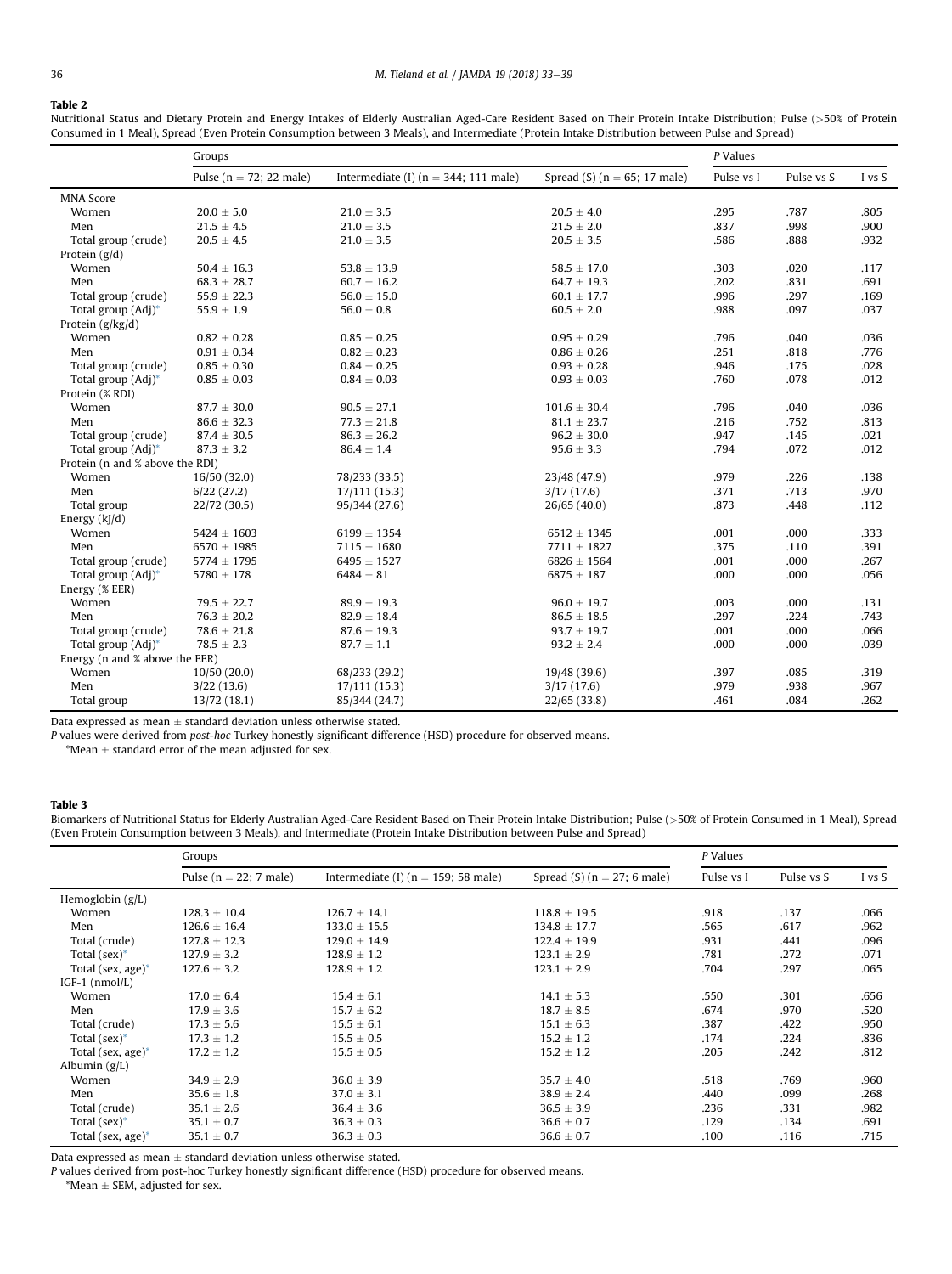**Table 2**

Nutritional Status and Dietary Protein and Energy Intakes of Elderly Australian Aged-Care Resident Based on Their Protein Intake Distribution; Pulse (>50% of Protein Consumed in 1 Meal), Spread (Even Protein Consumption between 3 Meals), and Intermediate (Protein Intake Distribution between Pulse and Spread)

| | Groups | | | P Values | | |
|---|---|---|---|---|---|---|
| | Pulse (n = 72; 22 male) | Intermediate (I) (n = 344; 111 male) | Spread (S) (n = 65; 17 male) | Pulse vs I | Pulse vs S | I vs S |
| MNA Score | | | | | | |
| Women | 20.0 ± 5.0 | 21.0 ± 3.5 | 20.5 ± 4.0 | .295 | .787 | .805 |
| Men | 21.5 ± 4.5 | 21.0 ± 3.5 | 21.5 ± 2.0 | .837 | .998 | .900 |
| Total group (crude) | 20.5 ± 4.5 | 21.0 ± 3.5 | 20.5 ± 3.5 | .586 | .888 | .932 |
| Protein (g/d) | | | | | | |
| Women | 50.4 ± 16.3 | 53.8 ± 13.9 | 58.5 ± 17.0 | .303 | .020 | .117 |
| Men | 68.3 ± 28.7 | 60.7 ± 16.2 | 64.7 ± 19.3 | .202 | .831 | .691 |
| Total group (crude) | 55.9 ± 22.3 | 56.0 ± 15.0 | 60.1 ± 17.7 | .996 | .297 | .169 |
| Total group (Adj)* | 55.9 ± 1.9 | 56.0 ± 0.8 | 60.5 ± 2.0 | .988 | .097 | .037 |
| Protein (g/kg/d) | | | | | | |
| Women | 0.82 ± 0.28 | 0.85 ± 0.25 | 0.95 ± 0.29 | .796 | .040 | .036 |
| Men | 0.91 ± 0.34 | 0.82 ± 0.23 | 0.86 ± 0.26 | .251 | .818 | .776 |
| Total group (crude) | 0.85 ± 0.30 | 0.84 ± 0.25 | 0.93 ± 0.28 | .946 | .175 | .028 |
| Total group (Adj)* | 0.85 ± 0.03 | 0.84 ± 0.03 | 0.93 ± 0.03 | .760 | .078 | .012 |
| Protein (% RDI) | | | | | | |
| Women | 87.7 ± 30.0 | 90.5 ± 27.1 | 101.6 ± 30.4 | .796 | .040 | .036 |
| Men | 86.6 ± 32.3 | 77.3 ± 21.8 | 81.1 ± 23.7 | .216 | .752 | .813 |
| Total group (crude) | 87.4 ± 30.5 | 86.3 ± 26.2 | 96.2 ± 30.0 | .947 | .145 | .021 |
| Total group (Adj)* | 87.3 ± 3.2 | 86.4 ± 1.4 | 95.6 ± 3.3 | .794 | .072 | .012 |
| Protein (n and % above the RDI) | | | | | | |
| Women | 16/50 (32.0) | 78/233 (33.5) | 23/48 (47.9) | .979 | .226 | .138 |
| Men | 6/22 (27.2) | 17/111 (15.3) | 3/17 (17.6) | .371 | .713 | .970 |
| Total group | 22/72 (30.5) | 95/344 (27.6) | 26/65 (40.0) | .873 | .448 | .112 |
| Energy (kJ/d) | | | | | | |
| Women | 5424 ± 1603 | 6199 ± 1354 | 6512 ± 1345 | .001 | .000 | .333 |
| Men | 6570 ± 1985 | 7115 ± 1680 | 7711 ± 1827 | .375 | .110 | .391 |
| Total group (crude) | 5774 ± 1795 | 6495 ± 1527 | 6826 ± 1564 | .001 | .000 | .267 |
| Total group (Adj)* | 5780 ± 178 | 6484 ± 81 | 6875 ± 187 | .000 | .000 | .056 |
| Energy (% EER) | | | | | | |
| Women | 79.5 ± 22.7 | 89.9 ± 19.3 | 96.0 ± 19.7 | .003 | .000 | .131 |
| Men | 76.3 ± 20.2 | 82.9 ± 18.4 | 86.5 ± 18.5 | .297 | .224 | .743 |
| Total group (crude) | 78.6 ± 21.8 | 87.6 ± 19.3 | 93.7 ± 19.7 | .001 | .000 | .066 |
| Total group (Adj)* | 78.5 ± 2.3 | 87.7 ± 1.1 | 93.2 ± 2.4 | .000 | .000 | .039 |
| Energy (n and % above the EER) | | | | | | |
| Women | 10/50 (20.0) | 68/233 (29.2) | 19/48 (39.6) | .397 | .085 | .319 |
| Men | 3/22 (13.6) | 17/111 (15.3) | 3/17 (17.6) | .979 | .938 | .967 |
| Total group | 13/72 (18.1) | 85/344 (24.7) | 22/65 (33.8) | .461 | .084 | .262 |

Data expressed as mean ± standard deviation unless otherwise stated.

P values were derived from *post-hoc* Turkey honestly significant difference (HSD) procedure for observed means.

*Mean ± standard error of the mean adjusted for sex.

**Table 3**

Biomarkers of Nutritional Status for Elderly Australian Aged-Care Resident Based on Their Protein Intake Distribution; Pulse (>50% of Protein Consumed in 1 Meal), Spread (Even Protein Consumption between 3 Meals), and Intermediate (Protein Intake Distribution between Pulse and Spread)

| | Groups | | | P Values | | |
|---|---|---|---|---|---|---|
| | Pulse (n = 22; 7 male) | Intermediate (I) (n = 159; 58 male) | Spread (S) (n = 27; 6 male) | Pulse vs I | Pulse vs S | I vs S |
| Hemoglobin (g/L) | | | | | | |
| Women | 128.3 ± 10.4 | 126.7 ± 14.1 | 118.8 ± 19.5 | .918 | .137 | .066 |
| Men | 126.6 ± 16.4 | 133.0 ± 15.5 | 134.8 ± 17.7 | .565 | .617 | .962 |
| Total (crude) | 127.8 ± 12.3 | 129.0 ± 14.9 | 122.4 ± 19.9 | .931 | .441 | .096 |
| Total (sex)* | 127.9 ± 3.2 | 128.9 ± 1.2 | 123.1 ± 2.9 | .781 | .272 | .071 |
| Total (sex, age)* | 127.6 ± 3.2 | 128.9 ± 1.2 | 123.1 ± 2.9 | .704 | .297 | .065 |
| IGF-1 (nmol/L) | | | | | | |
| Women | 17.0 ± 6.4 | 15.4 ± 6.1 | 14.1 ± 5.3 | .550 | .301 | .656 |
| Men | 17.9 ± 3.6 | 15.7 ± 6.2 | 18.7 ± 8.5 | .674 | .970 | .520 |
| Total (crude) | 17.3 ± 5.6 | 15.5 ± 6.1 | 15.1 ± 6.3 | .387 | .422 | .950 |
| Total (sex)* | 17.3 ± 1.2 | 15.5 ± 0.5 | 15.2 ± 1.2 | .174 | .224 | .836 |
| Total (sex, age)* | 17.2 ± 1.2 | 15.5 ± 0.5 | 15.2 ± 1.2 | .205 | .242 | .812 |
| Albumin (g/L) | | | | | | |
| Women | 34.9 ± 2.9 | 36.0 ± 3.9 | 35.7 ± 4.0 | .518 | .769 | .960 |
| Men | 35.6 ± 1.8 | 37.0 ± 3.1 | 38.9 ± 2.4 | .440 | .099 | .268 |
| Total (crude) | 35.1 ± 2.6 | 36.4 ± 3.6 | 36.5 ± 3.9 | .236 | .331 | .982 |
| Total (sex)* | 35.1 ± 0.7 | 36.3 ± 0.3 | 36.6 ± 0.7 | .129 | .134 | .691 |
| Total (sex, age)* | 35.1 ± 0.7 | 36.3 ± 0.3 | 36.6 ± 0.7 | .100 | .116 | .715 |

Data expressed as mean ± standard deviation unless otherwise stated.

P values derived from post-hoc Turkey honestly significant difference (HSD) procedure for observed means.

*Mean ± SEM, adjusted for sex.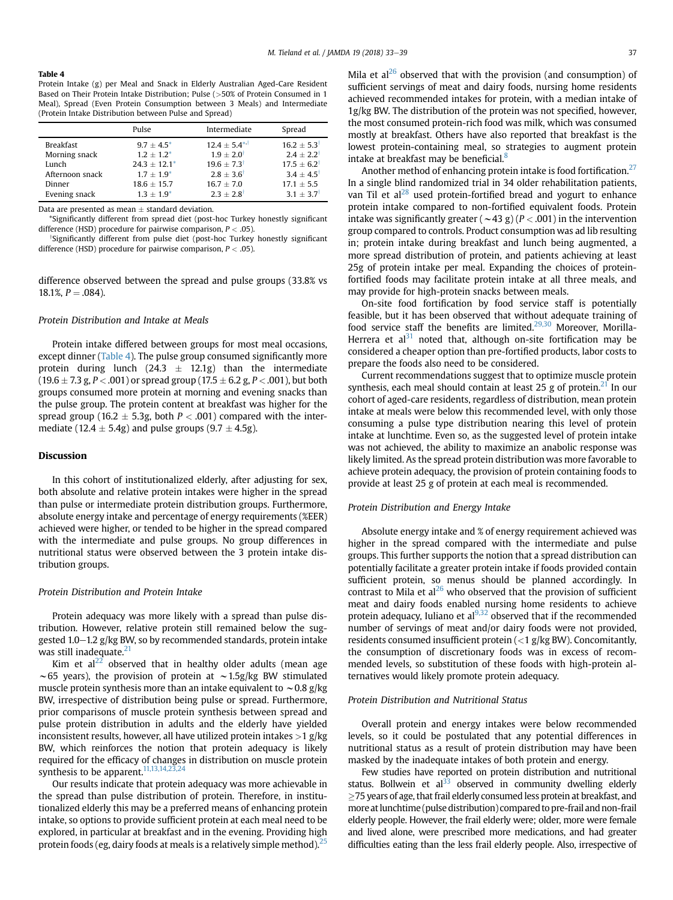**Table 4**
Protein Intake (g) per Meal and Snack in Elderly Australian Aged-Care Resident Based on Their Protein Intake Distribution; Pulse (>50% of Protein Consumed in 1 Meal), Spread (Even Protein Consumption between 3 Meals) and Intermediate (Protein Intake Distribution between Pulse and Spread)

| | Pulse | Intermediate | Spread |
|---|---|---|---|
| Breakfast | 9.7 ± 4.5* | 12.4 ± 5.4*,† | 16.2 ± 5.3† |
| Morning snack | 1.2 ± 1.2* | 1.9 ± 2.0† | 2.4 ± 2.2† |
| Lunch | 24.3 ± 12.1* | 19.6 ± 7.3† | 17.5 ± 6.2† |
| Afternoon snack | 1.7 ± 1.9* | 2.8 ± 3.6† | 3.4 ± 4.5† |
| Dinner | 18.6 ± 15.7 | 16.7 ± 7.0 | 17.1 ± 5.5 |
| Evening snack | 1.3 ± 1.9* | 2.3 ± 2.8† | 3.1 ± 3.7† |

Data are presented as mean ± standard deviation.
*Significantly different from spread diet (post-hoc Turkey honestly significant difference (HSD) procedure for pairwise comparison, $P < .05$).
†Significantly different from pulse diet (post-hoc Turkey honestly significant difference (HSD) procedure for pairwise comparison, $P < .05$).

difference observed between the spread and pulse groups (33.8% vs 18.1%, $P = .084$).

### Protein Distribution and Intake at Meals

Protein intake differed between groups for most meal occasions, except dinner (Table 4). The pulse group consumed significantly more protein during lunch (24.3 ± 12.1g) than the intermediate (19.6 ± 7.3 g, $P < .001$) or spread group (17.5 ± 6.2 g, $P < .001$), but both groups consumed more protein at morning and evening snacks than the pulse group. The protein content at breakfast was higher for the spread group (16.2 ± 5.3g, both $P < .001$) compared with the intermediate (12.4 ± 5.4g) and pulse groups (9.7 ± 4.5g).

## Discussion

In this cohort of institutionalized elderly, after adjusting for sex, both absolute and relative protein intakes were higher in the spread than pulse or intermediate protein distribution groups. Furthermore, absolute energy intake and percentage of energy requirements (%EER) achieved were higher, or tended to be higher in the spread compared with the intermediate and pulse groups. No group differences in nutritional status were observed between the 3 protein intake distribution groups.

### Protein Distribution and Protein Intake

Protein adequacy was more likely with a spread than pulse distribution. However, relative protein still remained below the suggested 1.0–1.2 g/kg BW, so by recommended standards, protein intake was still inadequate.[21]

Kim et al[22] observed that in healthy older adults (mean age ∼65 years), the provision of protein at ∼1.5g/kg BW stimulated muscle protein synthesis more than an intake equivalent to ∼0.8 g/kg BW, irrespective of distribution being pulse or spread. Furthermore, prior comparisons of muscle protein synthesis between spread and pulse protein distribution in adults and the elderly have yielded inconsistent results, however, all have utilized protein intakes >1 g/kg BW, which reinforces the notion that protein adequacy is likely required for the efficacy of changes in distribution on muscle protein synthesis to be apparent.[11,13,14,23,24]

Our results indicate that protein adequacy was more achievable in the spread than pulse distribution of protein. Therefore, in institutionalized elderly this may be a preferred means of enhancing protein intake, so options to provide sufficient protein at each meal need to be explored, in particular at breakfast and in the evening. Providing high protein foods (eg, dairy foods at meals is a relatively simple method).[25] Mila et al[26] observed that with the provision (and consumption) of sufficient servings of meat and dairy foods, nursing home residents achieved recommended intakes for protein, with a median intake of 1g/kg BW. The distribution of the protein was not specified, however, the most consumed protein-rich food was milk, which was consumed mostly at breakfast. Others have also reported that breakfast is the lowest protein-containing meal, so strategies to augment protein intake at breakfast may be beneficial.[8]

Another method of enhancing protein intake is food fortification.[27] In a single blind randomized trial in 34 older rehabilitation patients, van Til et al[28] used protein-fortified bread and yogurt to enhance protein intake compared to non-fortified equivalent foods. Protein intake was significantly greater (∼43 g) ($P < .001$) in the intervention group compared to controls. Product consumption was ad lib resulting in; protein intake during breakfast and lunch being augmented, a more spread distribution of protein, and patients achieving at least 25g of protein intake per meal. Expanding the choices of protein-fortified foods may facilitate protein intake at all three meals, and may provide for high-protein snacks between meals.

On-site food fortification by food service staff is potentially feasible, but it has been observed that without adequate training of food service staff the benefits are limited.[29,30] Moreover, Morilla-Herrera et al[31] noted that, although on-site fortification may be considered a cheaper option than pre-fortified products, labor costs to prepare the foods also need to be considered.

Current recommendations suggest that to optimize muscle protein synthesis, each meal should contain at least 25 g of protein.[21] In our cohort of aged-care residents, regardless of distribution, mean protein intake at meals were below this recommended level, with only those consuming a pulse type distribution nearing this level of protein intake at lunchtime. Even so, as the suggested level of protein intake was not achieved, the ability to maximize an anabolic response was likely limited. As the spread protein distribution was more favorable to achieve protein adequacy, the provision of protein containing foods to provide at least 25 g of protein at each meal is recommended.

### Protein Distribution and Energy Intake

Absolute energy intake and % of energy requirement achieved was higher in the spread compared with the intermediate and pulse groups. This further supports the notion that a spread distribution can potentially facilitate a greater protein intake if foods provided contain sufficient protein, so menus should be planned accordingly. In contrast to Mila et al[26] who observed that the provision of sufficient meat and dairy foods enabled nursing home residents to achieve protein adequacy, Iuliano et al[9,32] observed that if the recommended number of servings of meat and/or dairy foods were not provided, residents consumed insufficient protein (<1 g/kg BW). Concomitantly, the consumption of discretionary foods was in excess of recommended levels, so substitution of these foods with high-protein alternatives would likely promote protein adequacy.

### Protein Distribution and Nutritional Status

Overall protein and energy intakes were below recommended levels, so it could be postulated that any potential differences in nutritional status as a result of protein distribution may have been masked by the inadequate intakes of both protein and energy.

Few studies have reported on protein distribution and nutritional status. Bollwein et al[33] observed in community dwelling elderly ≥75 years of age, that frail elderly consumed less protein at breakfast, and more at lunchtime (pulse distribution) compared to pre-frail and non-frail elderly people. However, the frail elderly were; older, more were female and lived alone, were prescribed more medications, and had greater difficulties eating than the less frail elderly people. Also, irrespective of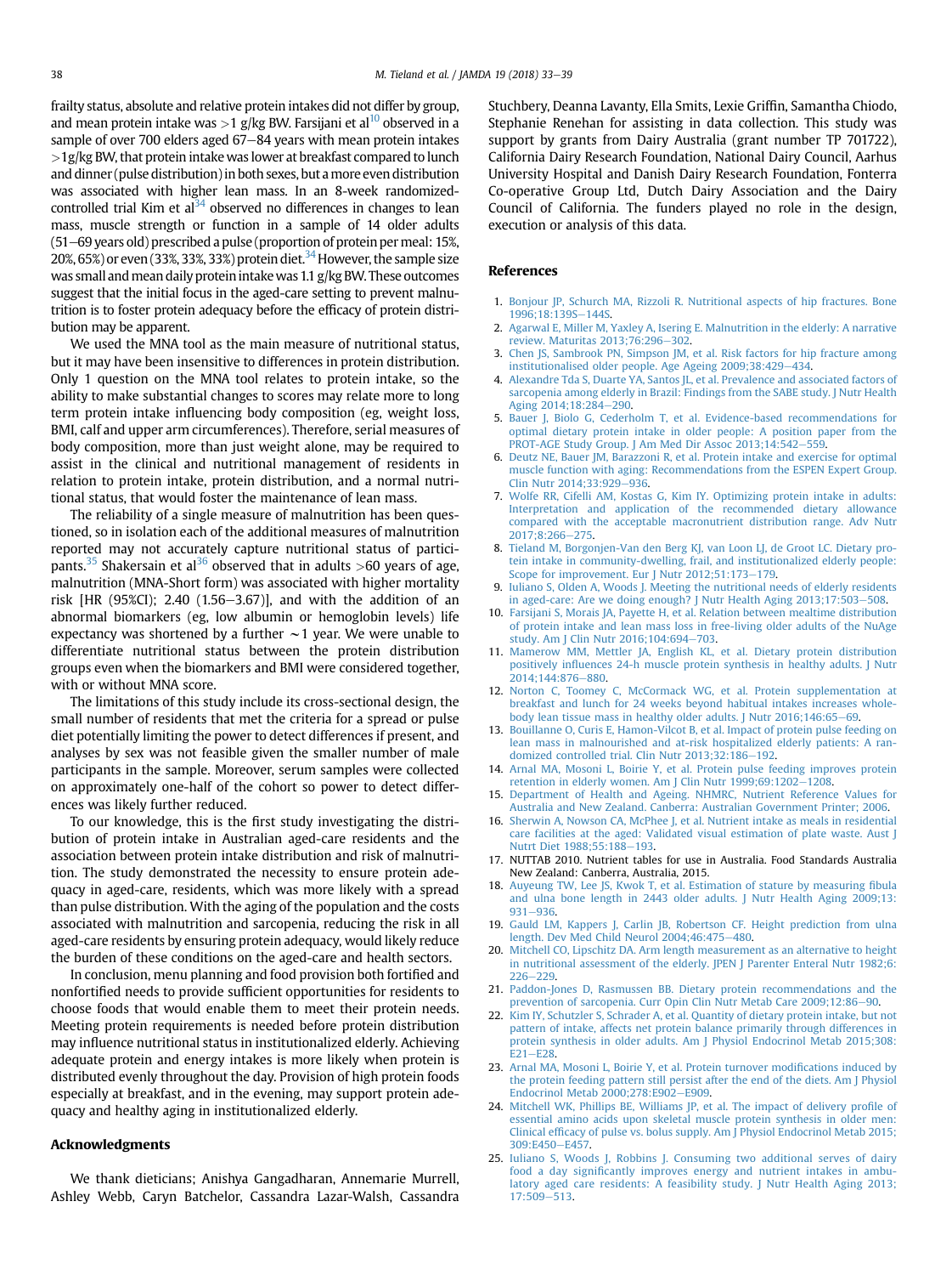frailty status, absolute and relative protein intakes did not differ by group, and mean protein intake was >1 g/kg BW. Farsijani et al[10] observed in a sample of over 700 elders aged 67–84 years with mean protein intakes >1g/kg BW, that protein intake was lower at breakfast compared to lunch and dinner (pulse distribution) in both sexes, but a more even distribution was associated with higher lean mass. In an 8-week randomized-controlled trial Kim et al[34] observed no differences in changes to lean mass, muscle strength or function in a sample of 14 older adults (51–69 years old) prescribed a pulse (proportion of protein per meal: 15%, 20%, 65%) or even (33%, 33%, 33%) protein diet.[34] However, the sample size was small and mean daily protein intake was 1.1 g/kg BW. These outcomes suggest that the initial focus in the aged-care setting to prevent malnutrition is to foster protein adequacy before the efficacy of protein distribution may be apparent.

We used the MNA tool as the main measure of nutritional status, but it may have been insensitive to differences in protein distribution. Only 1 question on the MNA tool relates to protein intake, so the ability to make substantial changes to scores may relate more to long term protein intake influencing body composition (eg, weight loss, BMI, calf and upper arm circumferences). Therefore, serial measures of body composition, more than just weight alone, may be required to assist in the clinical and nutritional management of residents in relation to protein intake, protein distribution, and a normal nutritional status, that would foster the maintenance of lean mass.

The reliability of a single measure of malnutrition has been questioned, so in isolation each of the additional measures of malnutrition reported may not accurately capture nutritional status of participants.[35] Shakersain et al[36] observed that in adults >60 years of age, malnutrition (MNA-Short form) was associated with higher mortality risk [HR (95%CI); 2.40 (1.56–3.67)], and with the addition of an abnormal biomarkers (eg, low albumin or hemoglobin levels) life expectancy was shortened by a further ∼1 year. We were unable to differentiate nutritional status between the protein distribution groups even when the biomarkers and BMI were considered together, with or without MNA score.

The limitations of this study include its cross-sectional design, the small number of residents that met the criteria for a spread or pulse diet potentially limiting the power to detect differences if present, and analyses by sex was not feasible given the smaller number of male participants in the sample. Moreover, serum samples were collected on approximately one-half of the cohort so power to detect differences was likely further reduced.

To our knowledge, this is the first study investigating the distribution of protein intake in Australian aged-care residents and the association between protein intake distribution and risk of malnutrition. The study demonstrated the necessity to ensure protein adequacy in aged-care, residents, which was more likely with a spread than pulse distribution. With the aging of the population and the costs associated with malnutrition and sarcopenia, reducing the risk in all aged-care residents by ensuring protein adequacy, would likely reduce the burden of these conditions on the aged-care and health sectors.

In conclusion, menu planning and food provision both fortified and nonfortified needs to provide sufficient opportunities for residents to choose foods that would enable them to meet their protein needs. Meeting protein requirements is needed before protein distribution may influence nutritional status in institutionalized elderly. Achieving adequate protein and energy intakes is more likely when protein is distributed evenly throughout the day. Provision of high protein foods especially at breakfast, and in the evening, may support protein adequacy and healthy aging in institutionalized elderly.

## Acknowledgments

We thank dieticians; Anishya Gangadharan, Annemarie Murrell, Ashley Webb, Caryn Batchelor, Cassandra Lazar-Walsh, Cassandra Stuchbery, Deanna Lavanty, Ella Smits, Lexie Griffin, Samantha Chiodo, Stephanie Renehan for assisting in data collection. This study was support by grants from Dairy Australia (grant number TP 701722), California Dairy Research Foundation, National Dairy Council, Aarhus University Hospital and Danish Dairy Research Foundation, Fonterra Co-operative Group Ltd, Dutch Dairy Association and the Dairy Council of California. The funders played no role in the design, execution or analysis of this data.

## References

1. Bonjour JP, Schurch MA, Rizzoli R. Nutritional aspects of hip fractures. Bone 1996;18:139S–144S.
2. Agarwal E, Miller M, Yaxley A, Isering E. Malnutrition in the elderly: A narrative review. Maturitas 2013;76:296–302.
3. Chen JS, Sambrook PN, Simpson JM, et al. Risk factors for hip fracture among institutionalised older people. Age Ageing 2009;38:429–434.
4. Alexandre Tda S, Duarte YA, Santos JL, et al. Prevalence and associated factors of sarcopenia among elderly in Brazil: Findings from the SABE study. J Nutr Health Aging 2014;18:284–290.
5. Bauer J, Biolo G, Cederholm T, et al. Evidence-based recommendations for optimal dietary protein intake in older people: A position paper from the PROT-AGE Study Group. J Am Med Dir Assoc 2013;14:542–559.
6. Deutz NE, Bauer JM, Barazzoni R, et al. Protein intake and exercise for optimal muscle function with aging: Recommendations from the ESPEN Expert Group. Clin Nutr 2014;33:929–936.
7. Wolfe RR, Cifelli AM, Kostas G, Kim IY. Optimizing protein intake in adults: Interpretation and application of the recommended dietary allowance compared with the acceptable macronutrient distribution range. Adv Nutr 2017;8:266–275.
8. Tieland M, Borgonjen-Van den Berg KJ, van Loon LJ, de Groot LC. Dietary protein intake in community-dwelling, frail, and institutionalized elderly people: Scope for improvement. Eur J Nutr 2012;51:173–179.
9. Iuliano S, Olden A, Woods J. Meeting the nutritional needs of elderly residents in aged-care: Are we doing enough? J Nutr Health Aging 2013;17:503–508.
10. Farsijani S, Morais JA, Payette H, et al. Relation between mealtime distribution of protein intake and lean mass loss in free-living older adults of the NuAge study. Am J Clin Nutr 2016;104:694–703.
11. Mamerow MM, Mettler JA, English KL, et al. Dietary protein distribution positively influences 24-h muscle protein synthesis in healthy adults. J Nutr 2014;144:876–880.
12. Norton C, Toomey C, McCormack WG, et al. Protein supplementation at breakfast and lunch for 24 weeks beyond habitual intakes increases whole-body lean tissue mass in healthy older adults. J Nutr 2016;146:65–69.
13. Bouillanne O, Curis E, Hamon-Vilcot B, et al. Impact of protein pulse feeding on lean mass in malnourished and at-risk hospitalized elderly patients: A randomized controlled trial. Clin Nutr 2013;32:186–192.
14. Arnal MA, Mosoni L, Boirie Y, et al. Protein pulse feeding improves protein retention in elderly women. Am J Clin Nutr 1999;69:1202–1208.
15. Department of Health and Ageing. NHMRC, Nutrient Reference Values for Australia and New Zealand. Canberra: Australian Government Printer; 2006.
16. Sherwin A, Nowson CA, McPhee J, et al. Nutrient intake as meals in residential care facilities at the aged: Validated visual estimation of plate waste. Aust J Nutrt Diet 1988;55:188–193.
17. NUTTAB 2010. Nutrient tables for use in Australia. Food Standards Australia New Zealand: Canberra, Australia, 2015.
18. Auyeung TW, Lee JS, Kwok T, et al. Estimation of stature by measuring fibula and ulna bone length in 2443 older adults. J Nutr Health Aging 2009;13: 931–936.
19. Gauld LM, Kappers J, Carlin JB, Robertson CF. Height prediction from ulna length. Dev Med Child Neurol 2004;46:475–480.
20. Mitchell CO, Lipschitz DA. Arm length measurement as an alternative to height in nutritional assessment of the elderly. JPEN J Parenter Enteral Nutr 1982;6: 226–229.
21. Paddon-Jones D, Rasmussen BB. Dietary protein recommendations and the prevention of sarcopenia. Curr Opin Clin Nutr Metab Care 2009;12:86–90.
22. Kim IY, Schutzler S, Schrader A, et al. Quantity of dietary protein intake, but not pattern of intake, affects net protein balance primarily through differences in protein synthesis in older adults. Am J Physiol Endocrinol Metab 2015;308: E21–E28.
23. Arnal MA, Mosoni L, Boirie Y, et al. Protein turnover modifications induced by the protein feeding pattern still persist after the end of the diets. Am J Physiol Endocrinol Metab 2000;278:E902–E909.
24. Mitchell WK, Phillips BE, Williams JP, et al. The impact of delivery profile of essential amino acids upon skeletal muscle protein synthesis in older men: Clinical efficacy of pulse vs. bolus supply. Am J Physiol Endocrinol Metab 2015; 309:E450–E457.
25. Iuliano S, Woods J, Robbins J. Consuming two additional serves of dairy food a day significantly improves energy and nutrient intakes in ambulatory aged care residents: A feasibility study. J Nutr Health Aging 2013; 17:509–513.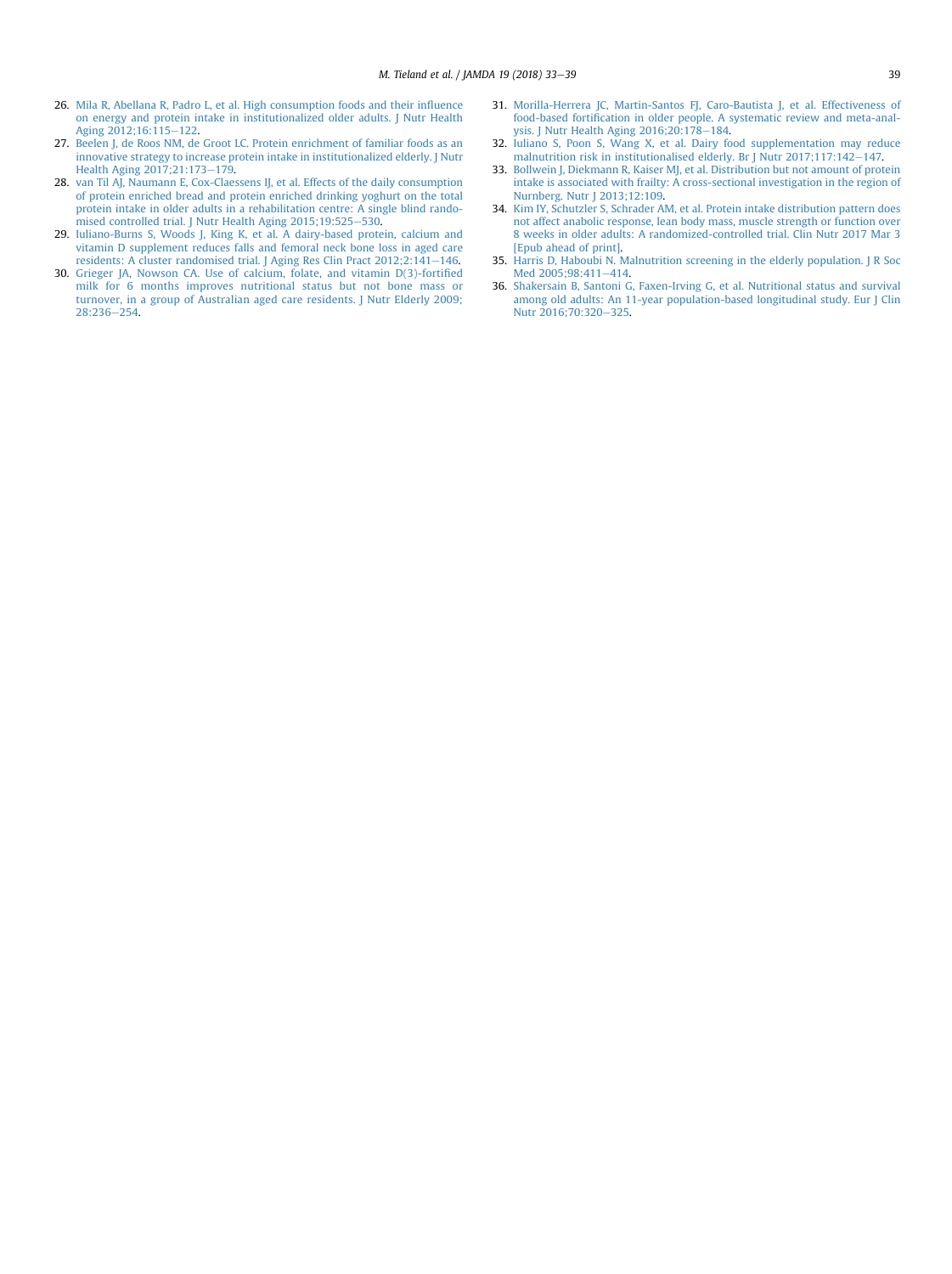26. Mila R, Abellana R, Padro L, et al. High consumption foods and their influence on energy and protein intake in institutionalized older adults. J Nutr Health Aging 2012;16:115–122.
27. Beelen J, de Roos NM, de Groot LC. Protein enrichment of familiar foods as an innovative strategy to increase protein intake in institutionalized elderly. J Nutr Health Aging 2017;21:173–179.
28. van Til AJ, Naumann E, Cox-Claessens IJ, et al. Effects of the daily consumption of protein enriched bread and protein enriched drinking yoghurt on the total protein intake in older adults in a rehabilitation centre: A single blind randomised controlled trial. J Nutr Health Aging 2015;19:525–530.
29. Iuliano-Burns S, Woods J, King K, et al. A dairy-based protein, calcium and vitamin D supplement reduces falls and femoral neck bone loss in aged care residents: A cluster randomised trial. J Aging Res Clin Pract 2012;2:141–146.
30. Grieger JA, Nowson CA. Use of calcium, folate, and vitamin D(3)-fortified milk for 6 months improves nutritional status but not bone mass or turnover, in a group of Australian aged care residents. J Nutr Elderly 2009;28:236–254.
31. Morilla-Herrera JC, Martin-Santos FJ, Caro-Bautista J, et al. Effectiveness of food-based fortification in older people. A systematic review and meta-analysis. J Nutr Health Aging 2016;20:178–184.
32. Iuliano S, Poon S, Wang X, et al. Dairy food supplementation may reduce malnutrition risk in institutionalised elderly. Br J Nutr 2017;117:142–147.
33. Bollwein J, Diekmann R, Kaiser MJ, et al. Distribution but not amount of protein intake is associated with frailty: A cross-sectional investigation in the region of Nurnberg. Nutr J 2013;12:109.
34. Kim IY, Schutzler S, Schrader AM, et al. Protein intake distribution pattern does not affect anabolic response, lean body mass, muscle strength or function over 8 weeks in older adults: A randomized-controlled trial. Clin Nutr 2017 Mar 3 [Epub ahead of print].
35. Harris D, Haboubi N. Malnutrition screening in the elderly population. J R Soc Med 2005;98:411–414.
36. Shakersain B, Santoni G, Faxen-Irving G, et al. Nutritional status and survival among old adults: An 11-year population-based longitudinal study. Eur J Clin Nutr 2016;70:320–325.